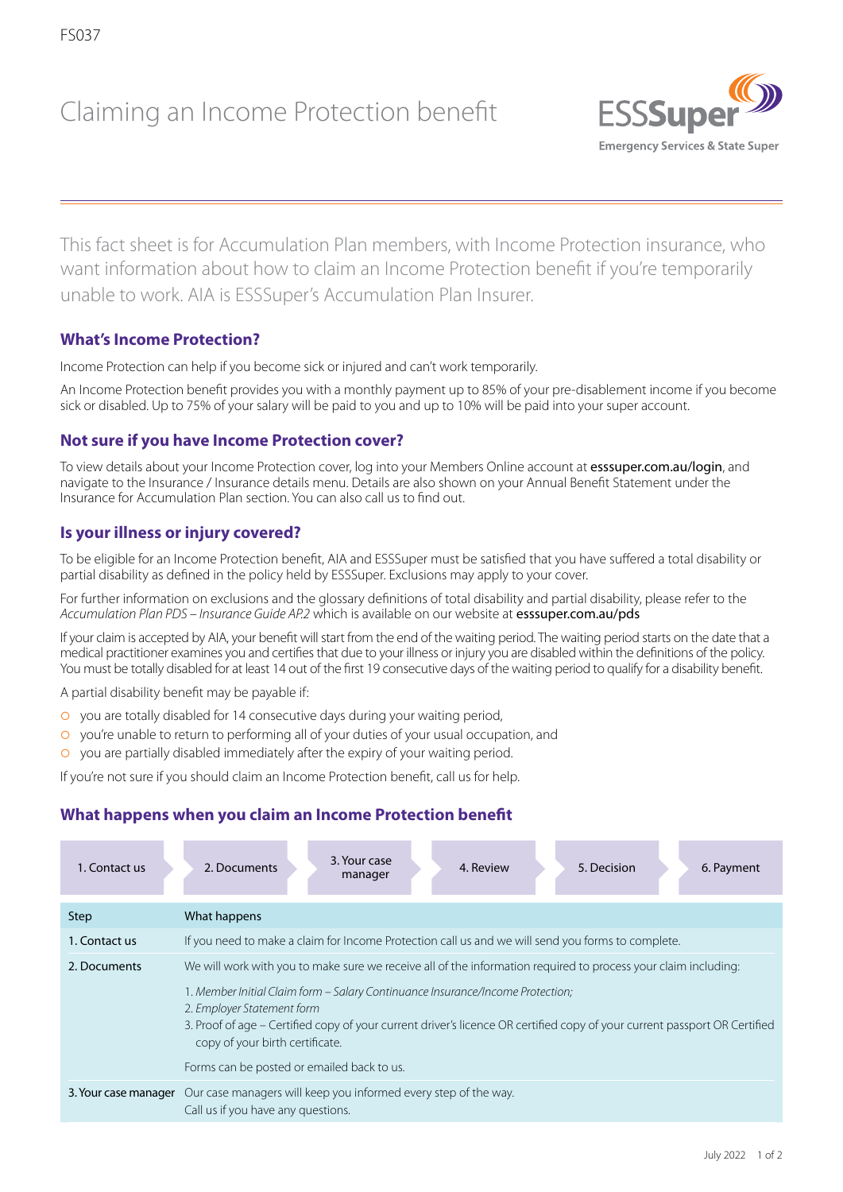FS037

# Claiming an Income Protection benefit

ESSSuper
Emergency Services & State Super

This fact sheet is for Accumulation Plan members, with Income Protection insurance, who want information about how to claim an Income Protection benefit if you're temporarily unable to work. AIA is ESSSuper's Accumulation Plan Insurer.

## What's Income Protection?

Income Protection can help if you become sick or injured and can't work temporarily.

An Income Protection benefit provides you with a monthly payment up to 85% of your pre-disablement income if you become sick or disabled. Up to 75% of your salary will be paid to you and up to 10% will be paid into your super account.

## Not sure if you have Income Protection cover?

To view details about your Income Protection cover, log into your Members Online account at **esssuper.com.au/login**, and navigate to the Insurance / Insurance details menu. Details are also shown on your Annual Benefit Statement under the Insurance for Accumulation Plan section. You can also call us to find out.

## Is your illness or injury covered?

To be eligible for an Income Protection benefit, AIA and ESSSuper must be satisfied that you have suffered a total disability or partial disability as defined in the policy held by ESSSuper. Exclusions may apply to your cover.

For further information on exclusions and the glossary definitions of total disability and partial disability, please refer to the *Accumulation Plan PDS – Insurance Guide AP.2* which is available on our website at **esssuper.com.au/pds**

If your claim is accepted by AIA, your benefit will start from the end of the waiting period. The waiting period starts on the date that a medical practitioner examines you and certifies that due to your illness or injury you are disabled within the definitions of the policy. You must be totally disabled for at least 14 out of the first 19 consecutive days of the waiting period to qualify for a disability benefit.

A partial disability benefit may be payable if:

- you are totally disabled for 14 consecutive days during your waiting period,
- you're unable to return to performing all of your duties of your usual occupation, and
- you are partially disabled immediately after the expiry of your waiting period.

If you're not sure if you should claim an Income Protection benefit, call us for help.

## What happens when you claim an Income Protection benefit

1. Contact us → 2. Documents → 3. Your case manager → 4. Review → 5. Decision → 6. Payment

| Step | What happens |
|---|---|
| 1. Contact us | If you need to make a claim for Income Protection call us and we will send you forms to complete. |
| 2. Documents | We will work with you to make sure we receive all of the information required to process your claim including:<br>1. *Member Initial Claim form – Salary Continuance Insurance/Income Protection;*<br>2. *Employer Statement form*<br>3. Proof of age – Certified copy of your current driver's licence OR certified copy of your current passport OR Certified copy of your birth certificate.<br>Forms can be posted or emailed back to us. |
| 3. Your case manager | Our case managers will keep you informed every step of the way.<br>Call us if you have any questions. |

July 2022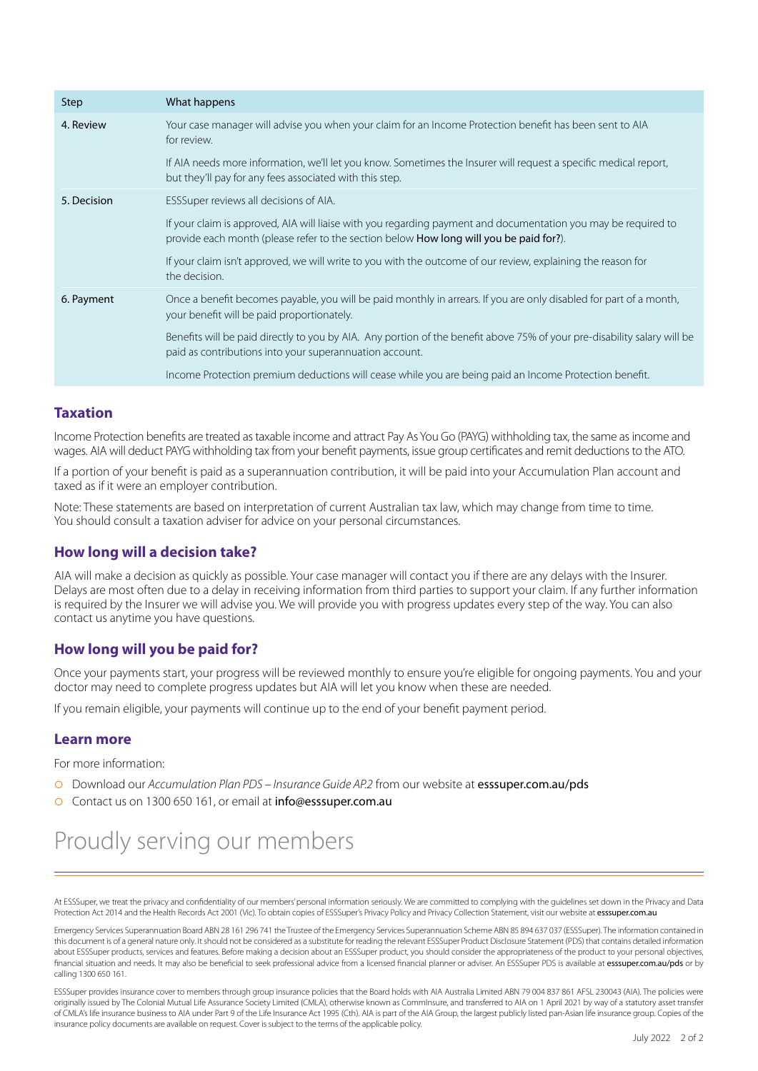| Step | What happens |
| --- | --- |
| 4. Review | Your case manager will advise you when your claim for an Income Protection benefit has been sent to AIA for review.<br><br>If AIA needs more information, we'll let you know. Sometimes the Insurer will request a specific medical report, but they'll pay for any fees associated with this step. |
| 5. Decision | ESSSuper reviews all decisions of AIA.<br><br>If your claim is approved, AIA will liaise with you regarding payment and documentation you may be required to provide each month (please refer to the section below **How long will you be paid for?**).<br><br>If your claim isn't approved, we will write to you with the outcome of our review, explaining the reason for the decision. |
| 6. Payment | Once a benefit becomes payable, you will be paid monthly in arrears. If you are only disabled for part of a month, your benefit will be paid proportionately.<br><br>Benefits will be paid directly to you by AIA. Any portion of the benefit above 75% of your pre-disability salary will be paid as contributions into your superannuation account.<br><br>Income Protection premium deductions will cease while you are being paid an Income Protection benefit. |

## Taxation

Income Protection benefits are treated as taxable income and attract Pay As You Go (PAYG) withholding tax, the same as income and wages. AIA will deduct PAYG withholding tax from your benefit payments, issue group certificates and remit deductions to the ATO.

If a portion of your benefit is paid as a superannuation contribution, it will be paid into your Accumulation Plan account and taxed as if it were an employer contribution.

Note: These statements are based on interpretation of current Australian tax law, which may change from time to time. You should consult a taxation adviser for advice on your personal circumstances.

## How long will a decision take?

AIA will make a decision as quickly as possible. Your case manager will contact you if there are any delays with the Insurer. Delays are most often due to a delay in receiving information from third parties to support your claim. If any further information is required by the Insurer we will advise you. We will provide you with progress updates every step of the way. You can also contact us anytime you have questions.

## How long will you be paid for?

Once your payments start, your progress will be reviewed monthly to ensure you're eligible for ongoing payments. You and your doctor may need to complete progress updates but AIA will let you know when these are needed.

If you remain eligible, your payments will continue up to the end of your benefit payment period.

## Learn more

For more information:

- Download our *Accumulation Plan PDS – Insurance Guide AP.2* from our website at **esssuper.com.au/pds**
- Contact us on 1300 650 161, or email at **info@esssuper.com.au**

# Proudly serving our members

At ESSSuper, we treat the privacy and confidentiality of our members' personal information seriously. We are committed to complying with the guidelines set down in the Privacy and Data Protection Act 2014 and the Health Records Act 2001 (Vic). To obtain copies of ESSSuper's Privacy Policy and Privacy Collection Statement, visit our website at **esssuper.com.au**

Emergency Services Superannuation Board ABN 28 161 296 741 the Trustee of the Emergency Services Superannuation Scheme ABN 85 894 637 037 (ESSSuper). The information contained in this document is of a general nature only. It should not be considered as a substitute for reading the relevant ESSSuper Product Disclosure Statement (PDS) that contains detailed information about ESSSuper products, services and features. Before making a decision about an ESSSuper product, you should consider the appropriateness of the product to your personal objectives, financial situation and needs. It may also be beneficial to seek professional advice from a licensed financial planner or adviser. An ESSSuper PDS is available at **esssuper.com.au/pds** or by calling 1300 650 161.

ESSSuper provides insurance cover to members through group insurance policies that the Board holds with AIA Australia Limited ABN 79 004 837 861 AFSL 230043 (AIA). The policies were originally issued by The Colonial Mutual Life Assurance Society Limited (CMLA), otherwise known as CommInsure, and transferred to AIA on 1 April 2021 by way of a statutory asset transfer of CMLA's life insurance business to AIA under Part 9 of the Life Insurance Act 1995 (Cth). AIA is part of the AIA Group, the largest publicly listed pan-Asian life insurance group. Copies of the insurance policy documents are available on request. Cover is subject to the terms of the applicable policy.

July 2022